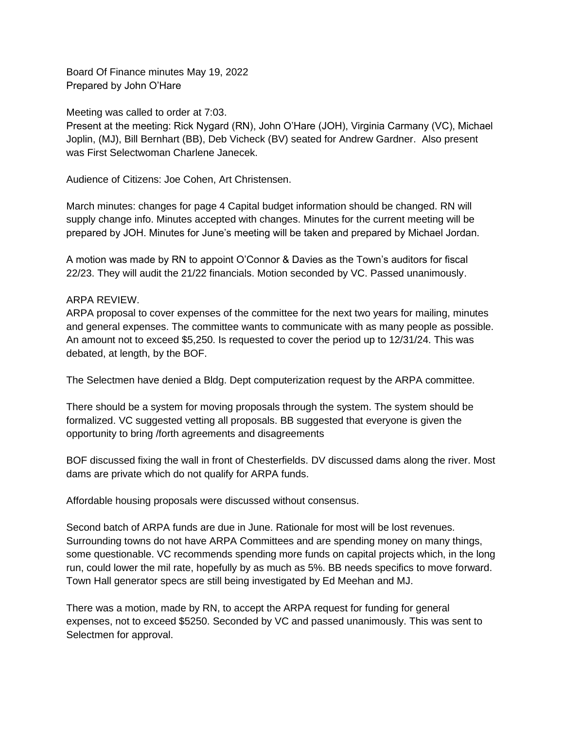Board Of Finance minutes May 19, 2022
Prepared by John O'Hare

Meeting was called to order at 7:03.
Present at the meeting: Rick Nygard (RN), John O'Hare (JOH), Virginia Carmany (VC), Michael Joplin, (MJ), Bill Bernhart (BB), Deb Vicheck (BV) seated for Andrew Gardner. Also present was First Selectwoman Charlene Janecek.

Audience of Citizens: Joe Cohen, Art Christensen.

March minutes: changes for page 4 Capital budget information should be changed. RN will supply change info. Minutes accepted with changes. Minutes for the current meeting will be prepared by JOH. Minutes for June's meeting will be taken and prepared by Michael Jordan.

A motion was made by RN to appoint O'Connor & Davies as the Town's auditors for fiscal 22/23. They will audit the 21/22 financials. Motion seconded by VC. Passed unanimously.

ARPA REVIEW.
ARPA proposal to cover expenses of the committee for the next two years for mailing, minutes and general expenses. The committee wants to communicate with as many people as possible. An amount not to exceed $5,250. Is requested to cover the period up to 12/31/24. This was debated, at length, by the BOF.

The Selectmen have denied a Bldg. Dept computerization request by the ARPA committee.

There should be a system for moving proposals through the system. The system should be formalized. VC suggested vetting all proposals. BB suggested that everyone is given the opportunity to bring /forth agreements and disagreements

BOF discussed fixing the wall in front of Chesterfields. DV discussed dams along the river. Most dams are private which do not qualify for ARPA funds.

Affordable housing proposals were discussed without consensus.

Second batch of ARPA funds are due in June. Rationale for most will be lost revenues. Surrounding towns do not have ARPA Committees and are spending money on many things, some questionable. VC recommends spending more funds on capital projects which, in the long run, could lower the mil rate, hopefully by as much as 5%. BB needs specifics to move forward. Town Hall generator specs are still being investigated by Ed Meehan and MJ.

There was a motion, made by RN, to accept the ARPA request for funding for general expenses, not to exceed $5250. Seconded by VC and passed unanimously. This was sent to Selectmen for approval.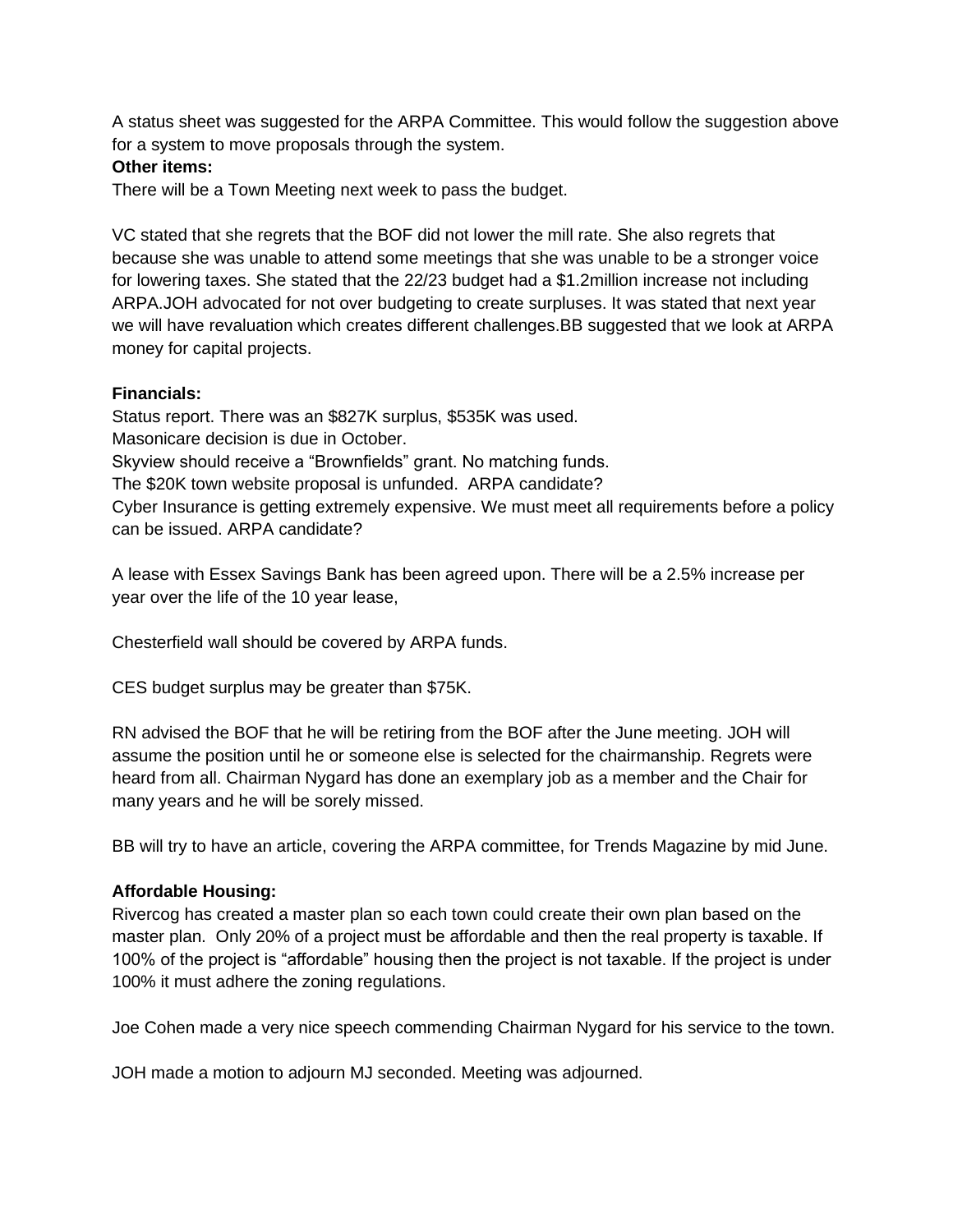A status sheet was suggested for the ARPA Committee. This would follow the suggestion above for a system to move proposals through the system.

**Other items:**

There will be a Town Meeting next week to pass the budget.

VC stated that she regrets that the BOF did not lower the mill rate. She also regrets that because she was unable to attend some meetings that she was unable to be a stronger voice for lowering taxes. She stated that the 22/23 budget had a $1.2million increase not including ARPA.JOH advocated for not over budgeting to create surpluses. It was stated that next year we will have revaluation which creates different challenges.BB suggested that we look at ARPA money for capital projects.

**Financials:**

Status report. There was an $827K surplus, $535K was used.
Masonicare decision is due in October.
Skyview should receive a "Brownfields" grant. No matching funds.
The $20K town website proposal is unfunded. ARPA candidate?
Cyber Insurance is getting extremely expensive. We must meet all requirements before a policy can be issued. ARPA candidate?

A lease with Essex Savings Bank has been agreed upon. There will be a 2.5% increase per year over the life of the 10 year lease,

Chesterfield wall should be covered by ARPA funds.

CES budget surplus may be greater than $75K.

RN advised the BOF that he will be retiring from the BOF after the June meeting. JOH will assume the position until he or someone else is selected for the chairmanship. Regrets were heard from all. Chairman Nygard has done an exemplary job as a member and the Chair for many years and he will be sorely missed.

BB will try to have an article, covering the ARPA committee, for Trends Magazine by mid June.

**Affordable Housing:**

Rivercog has created a master plan so each town could create their own plan based on the master plan. Only 20% of a project must be affordable and then the real property is taxable. If 100% of the project is "affordable" housing then the project is not taxable. If the project is under 100% it must adhere the zoning regulations.

Joe Cohen made a very nice speech commending Chairman Nygard for his service to the town.

JOH made a motion to adjourn MJ seconded. Meeting was adjourned.